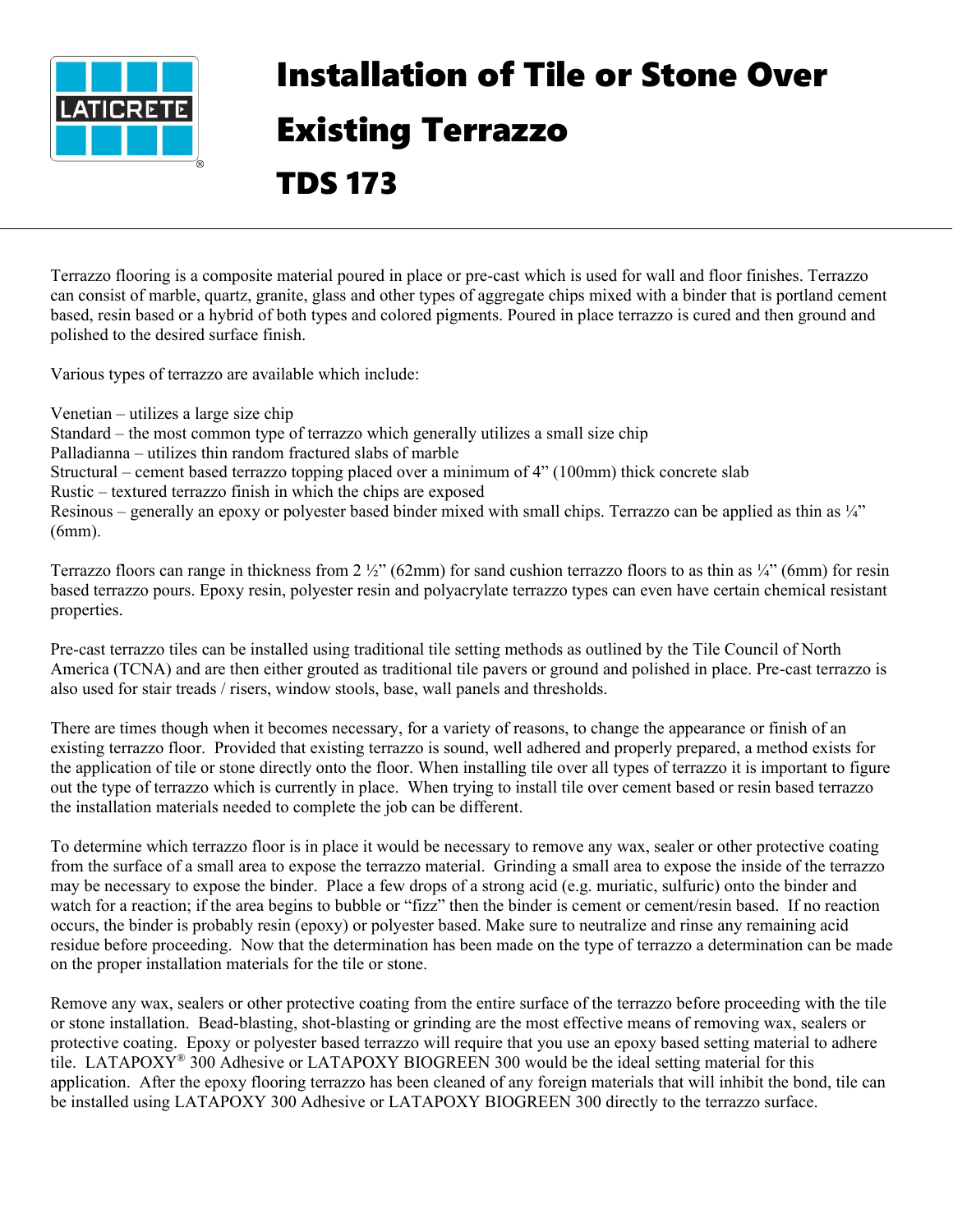# Installation of Tile or Stone Over Existing Terrazzo

# TDS 173

Terrazzo flooring is a composite material poured in place or pre-cast which is used for wall and floor finishes. Terrazzo can consist of marble, quartz, granite, glass and other types of aggregate chips mixed with a binder that is portland cement based, resin based or a hybrid of both types and colored pigments. Poured in place terrazzo is cured and then ground and polished to the desired surface finish.

Various types of terrazzo are available which include:

Venetian – utilizes a large size chip
Standard – the most common type of terrazzo which generally utilizes a small size chip
Palladianna – utilizes thin random fractured slabs of marble
Structural – cement based terrazzo topping placed over a minimum of 4" (100mm) thick concrete slab
Rustic – textured terrazzo finish in which the chips are exposed
Resinous – generally an epoxy or polyester based binder mixed with small chips. Terrazzo can be applied as thin as ¼" (6mm).

Terrazzo floors can range in thickness from 2 ½" (62mm) for sand cushion terrazzo floors to as thin as ¼" (6mm) for resin based terrazzo pours. Epoxy resin, polyester resin and polyacrylate terrazzo types can even have certain chemical resistant properties.

Pre-cast terrazzo tiles can be installed using traditional tile setting methods as outlined by the Tile Council of North America (TCNA) and are then either grouted as traditional tile pavers or ground and polished in place. Pre-cast terrazzo is also used for stair treads / risers, window stools, base, wall panels and thresholds.

There are times though when it becomes necessary, for a variety of reasons, to change the appearance or finish of an existing terrazzo floor. Provided that existing terrazzo is sound, well adhered and properly prepared, a method exists for the application of tile or stone directly onto the floor. When installing tile over all types of terrazzo it is important to figure out the type of terrazzo which is currently in place. When trying to install tile over cement based or resin based terrazzo the installation materials needed to complete the job can be different.

To determine which terrazzo floor is in place it would be necessary to remove any wax, sealer or other protective coating from the surface of a small area to expose the terrazzo material. Grinding a small area to expose the inside of the terrazzo may be necessary to expose the binder. Place a few drops of a strong acid (e.g. muriatic, sulfuric) onto the binder and watch for a reaction; if the area begins to bubble or "fizz" then the binder is cement or cement/resin based. If no reaction occurs, the binder is probably resin (epoxy) or polyester based. Make sure to neutralize and rinse any remaining acid residue before proceeding. Now that the determination has been made on the type of terrazzo a determination can be made on the proper installation materials for the tile or stone.

Remove any wax, sealers or other protective coating from the entire surface of the terrazzo before proceeding with the tile or stone installation. Bead-blasting, shot-blasting or grinding are the most effective means of removing wax, sealers or protective coating. Epoxy or polyester based terrazzo will require that you use an epoxy based setting material to adhere tile. LATAPOXY® 300 Adhesive or LATAPOXY BIOGREEN 300 would be the ideal setting material for this application. After the epoxy flooring terrazzo has been cleaned of any foreign materials that will inhibit the bond, tile can be installed using LATAPOXY 300 Adhesive or LATAPOXY BIOGREEN 300 directly to the terrazzo surface.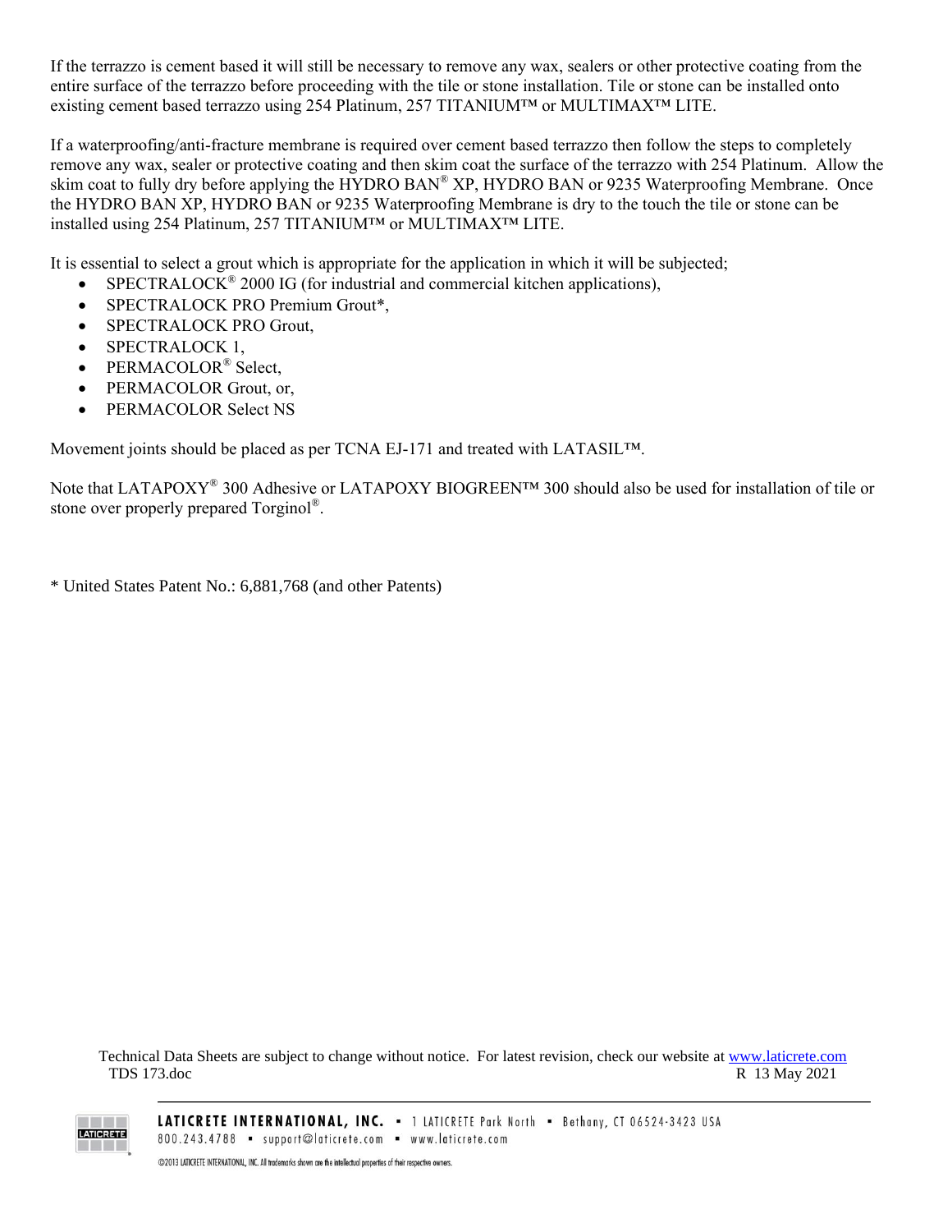If the terrazzo is cement based it will still be necessary to remove any wax, sealers or other protective coating from the entire surface of the terrazzo before proceeding with the tile or stone installation. Tile or stone can be installed onto existing cement based terrazzo using 254 Platinum, 257 TITANIUM™ or MULTIMAX™ LITE.

If a waterproofing/anti-fracture membrane is required over cement based terrazzo then follow the steps to completely remove any wax, sealer or protective coating and then skim coat the surface of the terrazzo with 254 Platinum. Allow the skim coat to fully dry before applying the HYDRO BAN® XP, HYDRO BAN or 9235 Waterproofing Membrane. Once the HYDRO BAN XP, HYDRO BAN or 9235 Waterproofing Membrane is dry to the touch the tile or stone can be installed using 254 Platinum, 257 TITANIUM™ or MULTIMAX™ LITE.

It is essential to select a grout which is appropriate for the application in which it will be subjected;

- SPECTRALOCK® 2000 IG (for industrial and commercial kitchen applications),
- SPECTRALOCK PRO Premium Grout*,
- SPECTRALOCK PRO Grout,
- SPECTRALOCK 1,
- PERMACOLOR® Select,
- PERMACOLOR Grout, or,
- PERMACOLOR Select NS

Movement joints should be placed as per TCNA EJ-171 and treated with LATASIL™.

Note that LATAPOXY® 300 Adhesive or LATAPOXY BIOGREEN™ 300 should also be used for installation of tile or stone over properly prepared Torginol®.

* United States Patent No.: 6,881,768 (and other Patents)

Technical Data Sheets are subject to change without notice. For latest revision, check our website at www.laticrete.com

TDS 173.doc R 13 May 2021

**LATICRETE INTERNATIONAL, INC.** ▪ 1 LATICRETE Park North ▪ Bethany, CT 06524-3423 USA
800.243.4788 ▪ support@laticrete.com ▪ www.laticrete.com

©2013 LATICRETE INTERNATIONAL, INC. All trademarks shown are the intellectual properties of their respective owners.